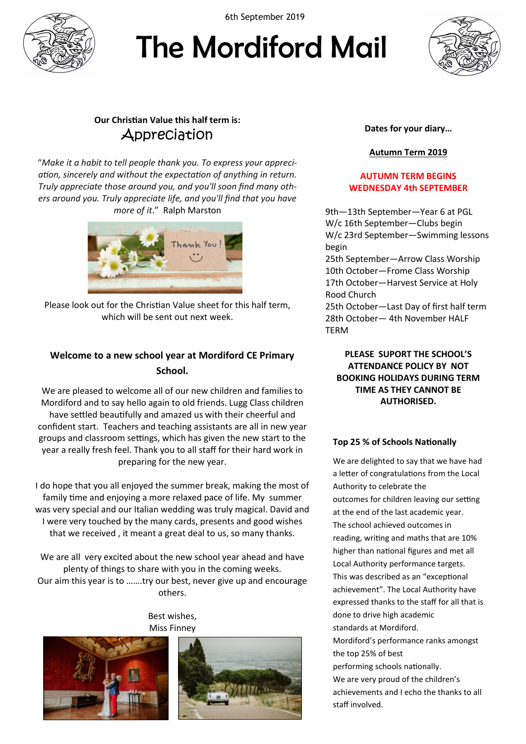6th September 2019

# The Mordiford Mail

**Our Christian Value this half term is:**

## Appreciation

"*Make it a habit to tell people thank you. To express your appreciation, sincerely and without the expectation of anything in return. Truly appreciate those around you, and you'll soon find many others around you. Truly appreciate life, and you'll find that you have more of it*." Ralph Marston

Please look out for the Christian Value sheet for this half term, which will be sent out next week.

### Welcome to a new school year at Mordiford CE Primary School.

We are pleased to welcome all of our new children and families to Mordiford and to say hello again to old friends. Lugg Class children have settled beautifully and amazed us with their cheerful and confident start. Teachers and teaching assistants are all in new year groups and classroom settings, which has given the new start to the year a really fresh feel. Thank you to all staff for their hard work in preparing for the new year.

I do hope that you all enjoyed the summer break, making the most of family time and enjoying a more relaxed pace of life. My summer was very special and our Italian wedding was truly magical. David and I were very touched by the many cards, presents and good wishes that we received , it meant a great deal to us, so many thanks.

We are all very excited about the new school year ahead and have plenty of things to share with you in the coming weeks.
Our aim this year is to …….try our best, never give up and encourage others.

Best wishes,
Miss Finney

**Dates for your diary…**

**Autumn Term 2019**

**AUTUMN TERM BEGINS WEDNESDAY 4th SEPTEMBER**

9th—13th September—Year 6 at PGL
W/c 16th September—Clubs begin
W/c 23rd September—Swimming lessons begin
25th September—Arrow Class Worship
10th October—Frome Class Worship
17th October—Harvest Service at Holy Rood Church
25th October—Last Day of first half term
28th October— 4th November HALF TERM

**PLEASE SUPORT THE SCHOOL'S ATTENDANCE POLICY BY NOT BOOKING HOLIDAYS DURING TERM TIME AS THEY CANNOT BE AUTHORISED.**

### Top 25 % of Schools Nationally

We are delighted to say that we have had a letter of congratulations from the Local Authority to celebrate the outcomes for children leaving our setting at the end of the last academic year. The school achieved outcomes in reading, writing and maths that are 10% higher than national figures and met all Local Authority performance targets. This was described as an "exceptional achievement". The Local Authority have expressed thanks to the staff for all that is done to drive high academic standards at Mordiford.
Mordiford's performance ranks amongst the top 25% of best performing schools nationally.
We are very proud of the children's achievements and I echo the thanks to all staff involved.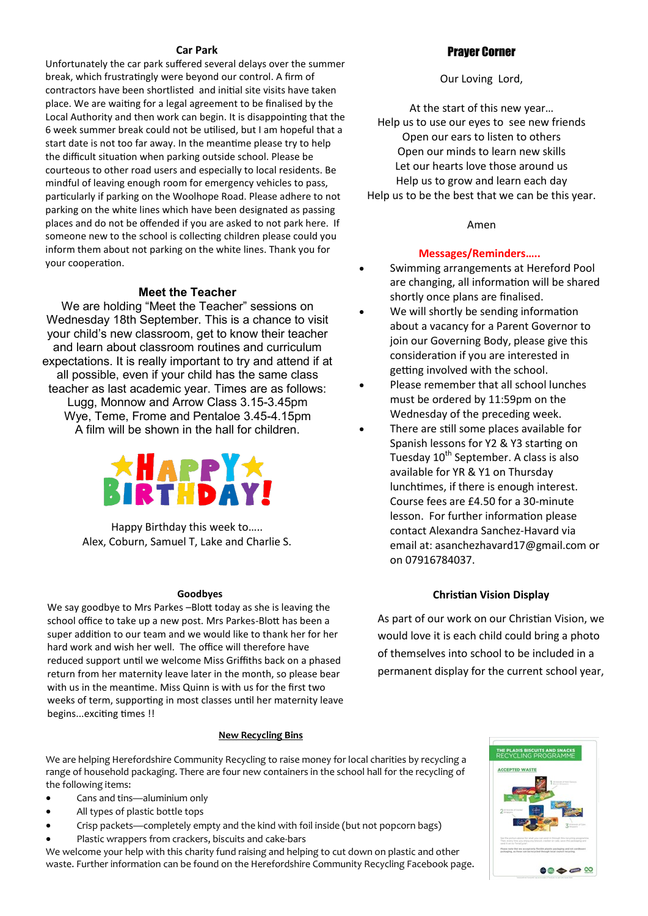## Car Park

Unfortunately the car park suffered several delays over the summer break, which frustratingly were beyond our control. A firm of contractors have been shortlisted and initial site visits have taken place. We are waiting for a legal agreement to be finalised by the Local Authority and then work can begin. It is disappointing that the 6 week summer break could not be utilised, but I am hopeful that a start date is not too far away. In the meantime please try to help the difficult situation when parking outside school. Please be courteous to other road users and especially to local residents. Be mindful of leaving enough room for emergency vehicles to pass, particularly if parking on the Woolhope Road. Please adhere to not parking on the white lines which have been designated as passing places and do not be offended if you are asked to not park here. If someone new to the school is collecting children please could you inform them about not parking on the white lines. Thank you for your cooperation.

## Meet the Teacher

We are holding "Meet the Teacher" sessions on Wednesday 18th September. This is a chance to visit your child's new classroom, get to know their teacher and learn about classroom routines and curriculum expectations. It is really important to try and attend if at all possible, even if your child has the same class teacher as last academic year. Times are as follows:
Lugg, Monnow and Arrow Class 3.15-3.45pm
Wye, Teme, Frome and Pentaloe 3.45-4.15pm
A film will be shown in the hall for children.

**HAPPY BIRTHDAY!**

Happy Birthday this week to…..
Alex, Coburn, Samuel T, Lake and Charlie S.

## Prayer Corner

Our Loving Lord,

At the start of this new year…
Help us to use our eyes to see new friends
Open our ears to listen to others
Open our minds to learn new skills
Let our hearts love those around us
Help us to grow and learn each day
Help us to be the best that we can be this year.

Amen

## Messages/Reminders…..

- Swimming arrangements at Hereford Pool are changing, all information will be shared shortly once plans are finalised.
- We will shortly be sending information about a vacancy for a Parent Governor to join our Governing Body, please give this consideration if you are interested in getting involved with the school.
- Please remember that all school lunches must be ordered by 11:59pm on the Wednesday of the preceding week.
- There are still some places available for Spanish lessons for Y2 & Y3 starting on Tuesday 10th September. A class is also available for YR & Y1 on Thursday lunchtimes, if there is enough interest. Course fees are £4.50 for a 30-minute lesson. For further information please contact Alexandra Sanchez-Havard via email at: asanchezhavard17@gmail.com or on 07916784037.

## Goodbyes

We say goodbye to Mrs Parkes –Blott today as she is leaving the school office to take up a new post. Mrs Parkes-Blott has been a super addition to our team and we would like to thank her for her hard work and wish her well. The office will therefore have reduced support until we welcome Miss Griffiths back on a phased return from her maternity leave later in the month, so please bear with us in the meantime. Miss Quinn is with us for the first two weeks of term, supporting in most classes until her maternity leave begins...exciting times !!

## Christian Vision Display

As part of our work on our Christian Vision, we would love it is each child could bring a photo of themselves into school to be included in a permanent display for the current school year,

## New Recycling Bins

We are helping Herefordshire Community Recycling to raise money for local charities by recycling a range of household packaging. There are four new containers in the school hall for the recycling of the following items:

- Cans and tins—aluminium only
- All types of plastic bottle tops
- Crisp packets—completely empty and the kind with foil inside (but not popcorn bags)
- Plastic wrappers from crackers, biscuits and cake-bars

We welcome your help with this charity fund raising and helping to cut down on plastic and other waste. Further information can be found on the Herefordshire Community Recycling Facebook page.